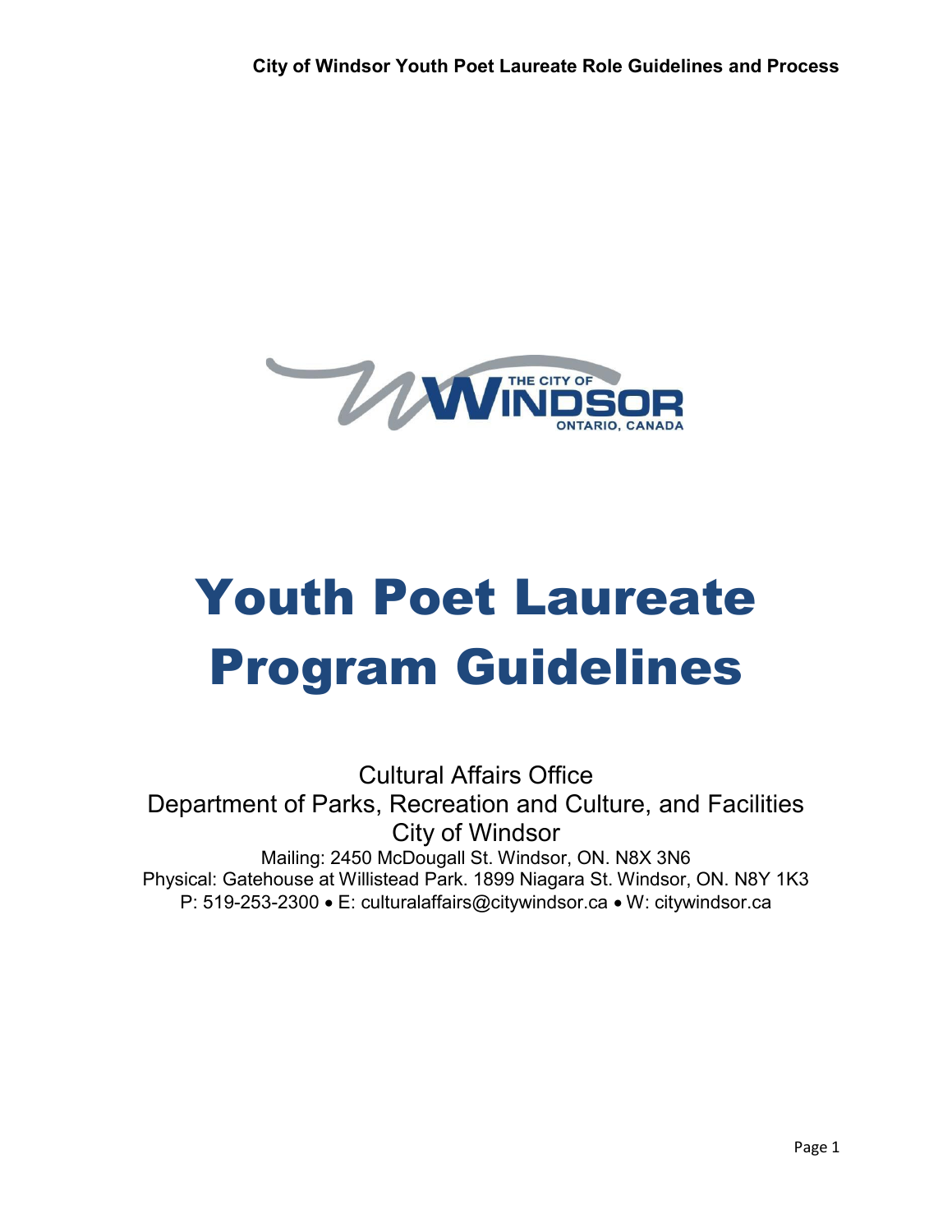# Youth Poet Laureate Program Guidelines

Cultural Affairs Office
Department of Parks, Recreation and Culture, and Facilities
City of Windsor
Mailing: 2450 McDougall St. Windsor, ON. N8X 3N6
Physical: Gatehouse at Willistead Park. 1899 Niagara St. Windsor, ON. N8Y 1K3
P: 519-253-2300 • E: culturalaffairs@citywindsor.ca • W: citywindsor.ca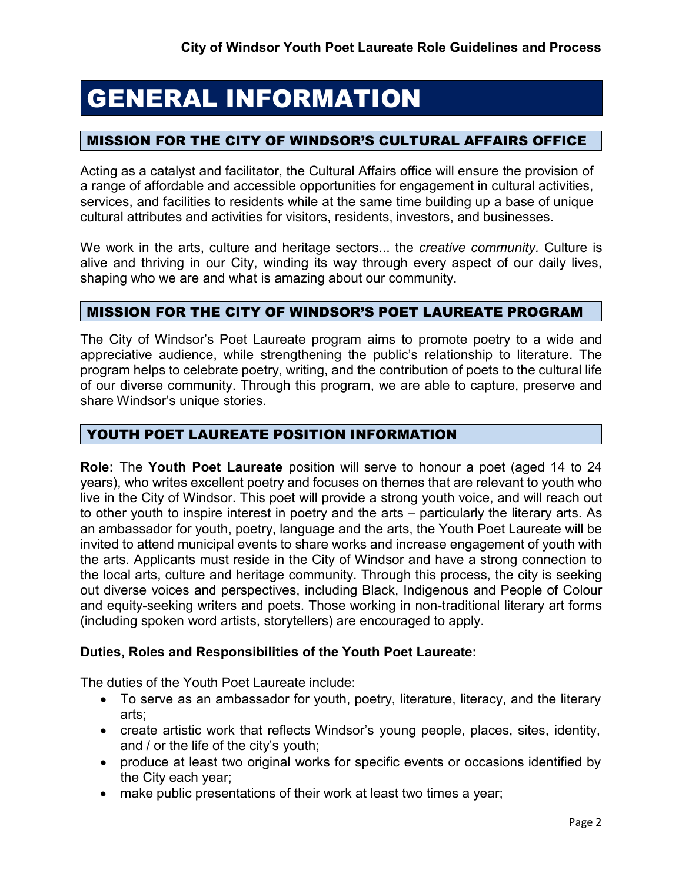# GENERAL INFORMATION

## MISSION FOR THE CITY OF WINDSOR'S CULTURAL AFFAIRS OFFICE

Acting as a catalyst and facilitator, the Cultural Affairs office will ensure the provision of a range of affordable and accessible opportunities for engagement in cultural activities, services, and facilities to residents while at the same time building up a base of unique cultural attributes and activities for visitors, residents, investors, and businesses.

We work in the arts, culture and heritage sectors... the *creative community.* Culture is alive and thriving in our City, winding its way through every aspect of our daily lives, shaping who we are and what is amazing about our community.

## MISSION FOR THE CITY OF WINDSOR'S POET LAUREATE PROGRAM

The City of Windsor's Poet Laureate program aims to promote poetry to a wide and appreciative audience, while strengthening the public's relationship to literature. The program helps to celebrate poetry, writing, and the contribution of poets to the cultural life of our diverse community. Through this program, we are able to capture, preserve and share Windsor's unique stories.

## YOUTH POET LAUREATE POSITION INFORMATION

**Role:** The **Youth Poet Laureate** position will serve to honour a poet (aged 14 to 24 years), who writes excellent poetry and focuses on themes that are relevant to youth who live in the City of Windsor. This poet will provide a strong youth voice, and will reach out to other youth to inspire interest in poetry and the arts – particularly the literary arts. As an ambassador for youth, poetry, language and the arts, the Youth Poet Laureate will be invited to attend municipal events to share works and increase engagement of youth with the arts. Applicants must reside in the City of Windsor and have a strong connection to the local arts, culture and heritage community. Through this process, the city is seeking out diverse voices and perspectives, including Black, Indigenous and People of Colour and equity-seeking writers and poets. Those working in non-traditional literary art forms (including spoken word artists, storytellers) are encouraged to apply.

**Duties, Roles and Responsibilities of the Youth Poet Laureate:**

The duties of the Youth Poet Laureate include:

- To serve as an ambassador for youth, poetry, literature, literacy, and the literary arts;
- create artistic work that reflects Windsor's young people, places, sites, identity, and / or the life of the city's youth;
- produce at least two original works for specific events or occasions identified by the City each year;
- make public presentations of their work at least two times a year;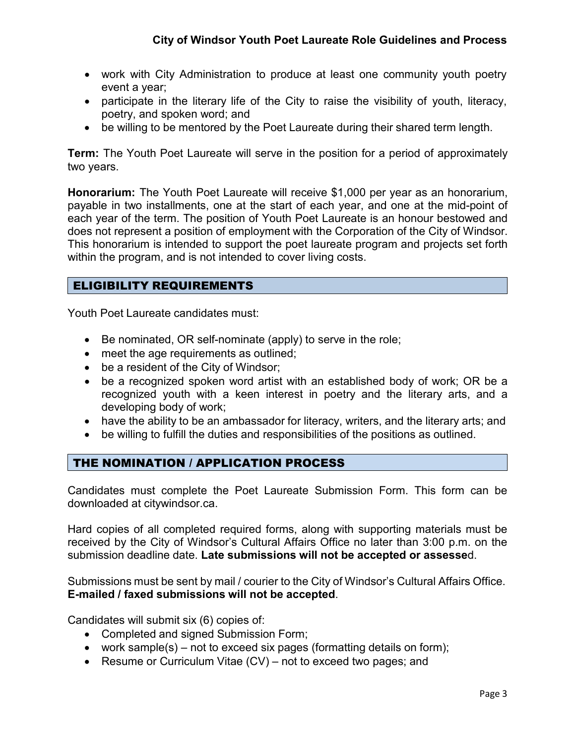- work with City Administration to produce at least one community youth poetry event a year;
- participate in the literary life of the City to raise the visibility of youth, literacy, poetry, and spoken word; and
- be willing to be mentored by the Poet Laureate during their shared term length.

**Term:** The Youth Poet Laureate will serve in the position for a period of approximately two years.

**Honorarium:** The Youth Poet Laureate will receive $1,000 per year as an honorarium, payable in two installments, one at the start of each year, and one at the mid-point of each year of the term. The position of Youth Poet Laureate is an honour bestowed and does not represent a position of employment with the Corporation of the City of Windsor. This honorarium is intended to support the poet laureate program and projects set forth within the program, and is not intended to cover living costs.

## ELIGIBILITY REQUIREMENTS

Youth Poet Laureate candidates must:

- Be nominated, OR self-nominate (apply) to serve in the role;
- meet the age requirements as outlined;
- be a resident of the City of Windsor;
- be a recognized spoken word artist with an established body of work; OR be a recognized youth with a keen interest in poetry and the literary arts, and a developing body of work;
- have the ability to be an ambassador for literacy, writers, and the literary arts; and
- be willing to fulfill the duties and responsibilities of the positions as outlined.

## THE NOMINATION / APPLICATION PROCESS

Candidates must complete the Poet Laureate Submission Form. This form can be downloaded at citywindsor.ca.

Hard copies of all completed required forms, along with supporting materials must be received by the City of Windsor's Cultural Affairs Office no later than 3:00 p.m. on the submission deadline date. **Late submissions will not be accepted or assessed**.

Submissions must be sent by mail / courier to the City of Windsor's Cultural Affairs Office. **E-mailed / faxed submissions will not be accepted**.

Candidates will submit six (6) copies of:

- Completed and signed Submission Form;
- work sample(s) – not to exceed six pages (formatting details on form);
- Resume or Curriculum Vitae (CV) – not to exceed two pages; and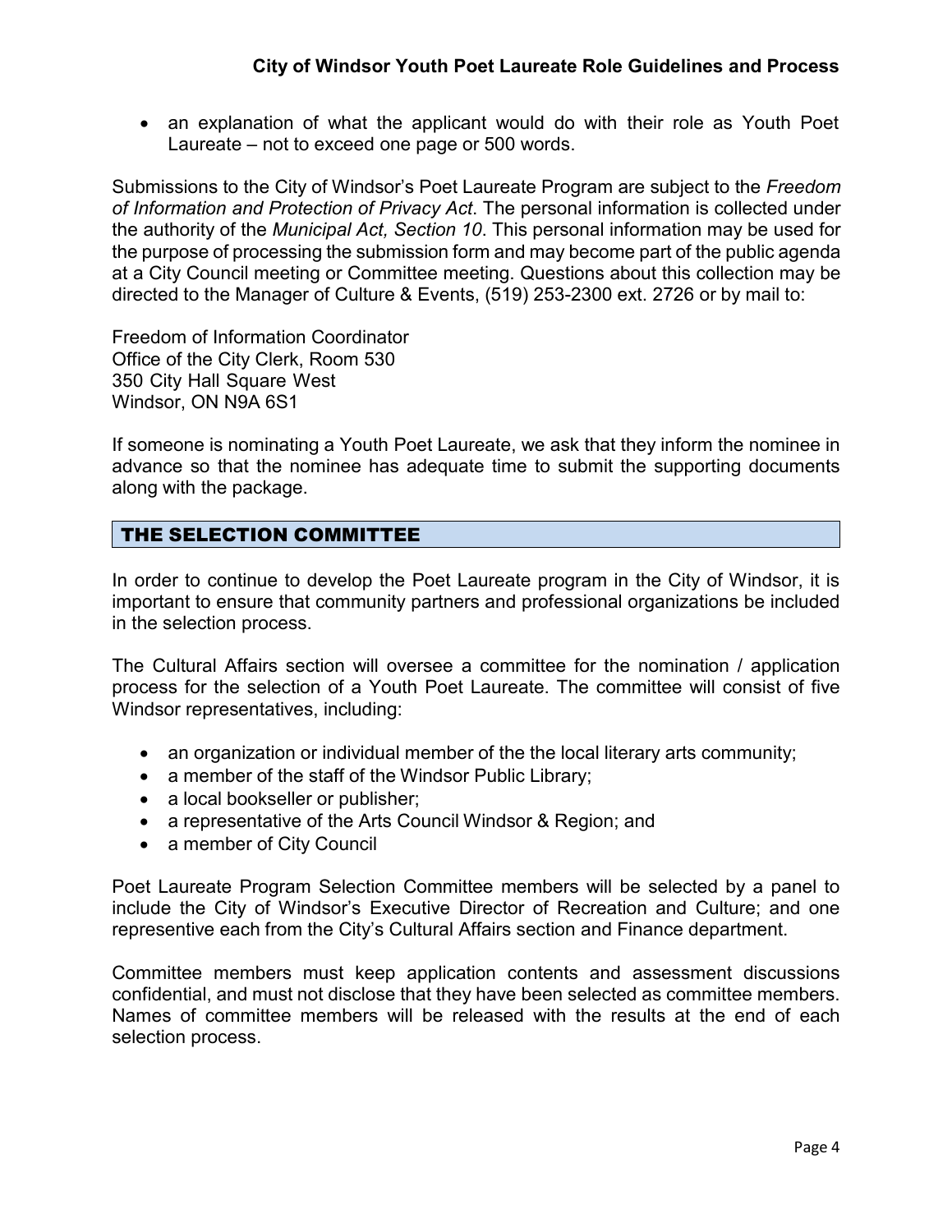- an explanation of what the applicant would do with their role as Youth Poet Laureate – not to exceed one page or 500 words.

Submissions to the City of Windsor's Poet Laureate Program are subject to the *Freedom of Information and Protection of Privacy Act*. The personal information is collected under the authority of the *Municipal Act, Section 10*. This personal information may be used for the purpose of processing the submission form and may become part of the public agenda at a City Council meeting or Committee meeting. Questions about this collection may be directed to the Manager of Culture & Events, (519) 253-2300 ext. 2726 or by mail to:

Freedom of Information Coordinator
Office of the City Clerk, Room 530
350 City Hall Square West
Windsor, ON N9A 6S1

If someone is nominating a Youth Poet Laureate, we ask that they inform the nominee in advance so that the nominee has adequate time to submit the supporting documents along with the package.

## THE SELECTION COMMITTEE

In order to continue to develop the Poet Laureate program in the City of Windsor, it is important to ensure that community partners and professional organizations be included in the selection process.

The Cultural Affairs section will oversee a committee for the nomination / application process for the selection of a Youth Poet Laureate. The committee will consist of five Windsor representatives, including:

- an organization or individual member of the the local literary arts community;
- a member of the staff of the Windsor Public Library;
- a local bookseller or publisher;
- a representative of the Arts Council Windsor & Region; and
- a member of City Council

Poet Laureate Program Selection Committee members will be selected by a panel to include the City of Windsor's Executive Director of Recreation and Culture; and one representive each from the City's Cultural Affairs section and Finance department.

Committee members must keep application contents and assessment discussions confidential, and must not disclose that they have been selected as committee members. Names of committee members will be released with the results at the end of each selection process.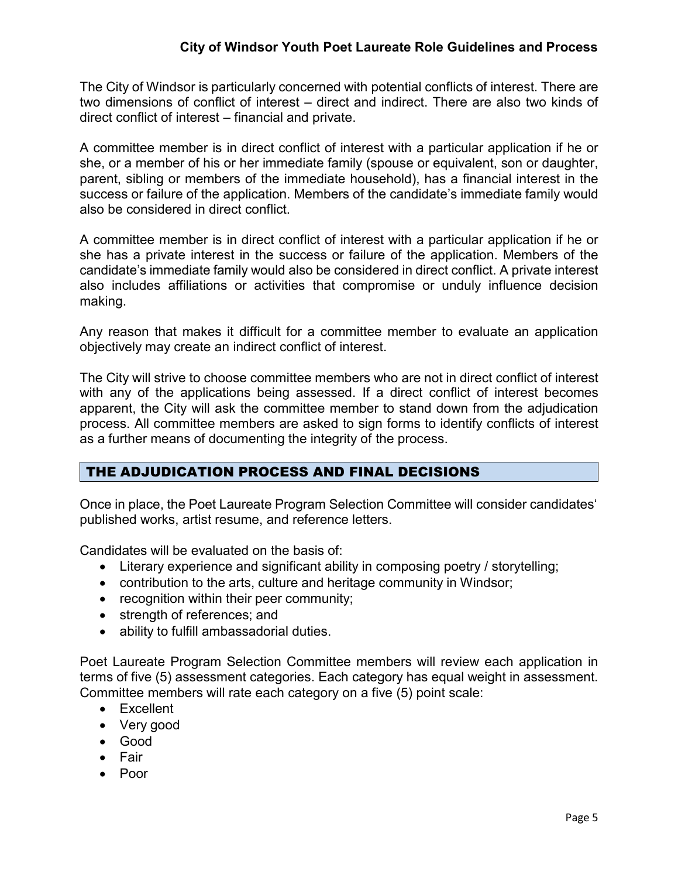The City of Windsor is particularly concerned with potential conflicts of interest. There are two dimensions of conflict of interest – direct and indirect. There are also two kinds of direct conflict of interest – financial and private.

A committee member is in direct conflict of interest with a particular application if he or she, or a member of his or her immediate family (spouse or equivalent, son or daughter, parent, sibling or members of the immediate household), has a financial interest in the success or failure of the application. Members of the candidate's immediate family would also be considered in direct conflict.

A committee member is in direct conflict of interest with a particular application if he or she has a private interest in the success or failure of the application. Members of the candidate's immediate family would also be considered in direct conflict. A private interest also includes affiliations or activities that compromise or unduly influence decision making.

Any reason that makes it difficult for a committee member to evaluate an application objectively may create an indirect conflict of interest.

The City will strive to choose committee members who are not in direct conflict of interest with any of the applications being assessed. If a direct conflict of interest becomes apparent, the City will ask the committee member to stand down from the adjudication process. All committee members are asked to sign forms to identify conflicts of interest as a further means of documenting the integrity of the process.

## THE ADJUDICATION PROCESS AND FINAL DECISIONS

Once in place, the Poet Laureate Program Selection Committee will consider candidates' published works, artist resume, and reference letters.

Candidates will be evaluated on the basis of:

- Literary experience and significant ability in composing poetry / storytelling;
- contribution to the arts, culture and heritage community in Windsor;
- recognition within their peer community;
- strength of references; and
- ability to fulfill ambassadorial duties.

Poet Laureate Program Selection Committee members will review each application in terms of five (5) assessment categories. Each category has equal weight in assessment. Committee members will rate each category on a five (5) point scale:

- Excellent
- Very good
- Good
- Fair
- Poor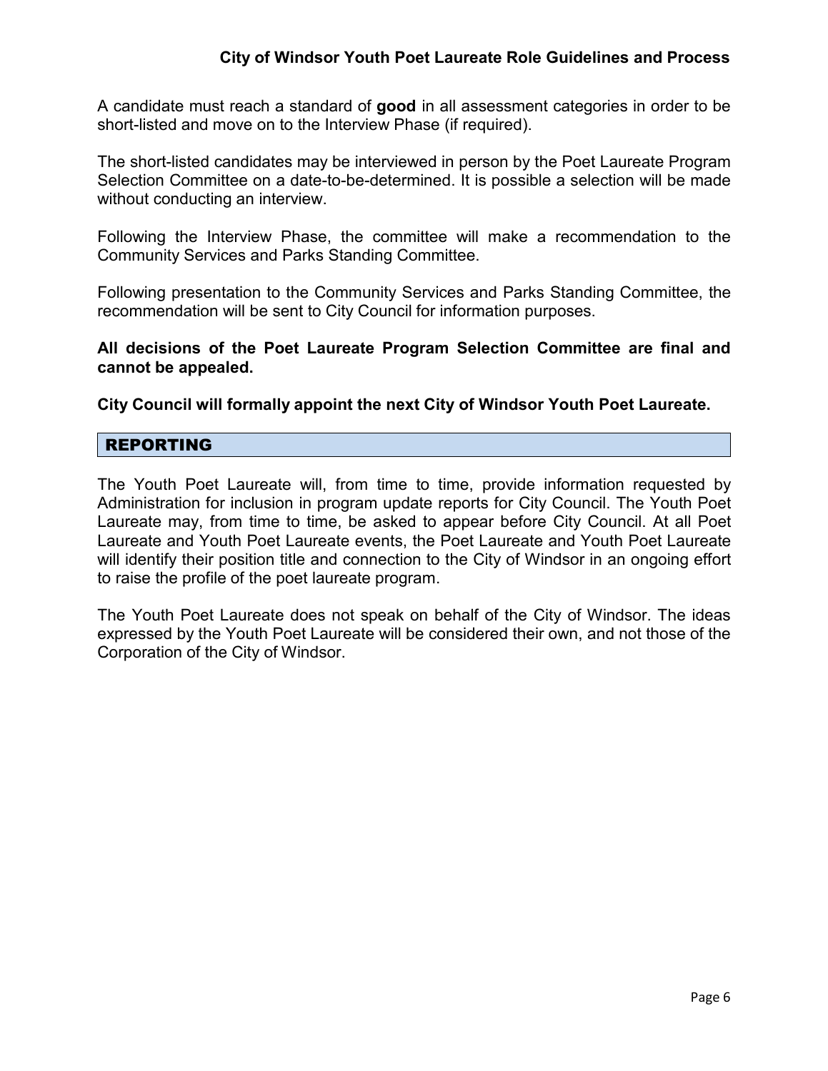A candidate must reach a standard of **good** in all assessment categories in order to be short-listed and move on to the Interview Phase (if required).

The short-listed candidates may be interviewed in person by the Poet Laureate Program Selection Committee on a date-to-be-determined. It is possible a selection will be made without conducting an interview.

Following the Interview Phase, the committee will make a recommendation to the Community Services and Parks Standing Committee.

Following presentation to the Community Services and Parks Standing Committee, the recommendation will be sent to City Council for information purposes.

**All decisions of the Poet Laureate Program Selection Committee are final and cannot be appealed.**

**City Council will formally appoint the next City of Windsor Youth Poet Laureate.**

## REPORTING

The Youth Poet Laureate will, from time to time, provide information requested by Administration for inclusion in program update reports for City Council. The Youth Poet Laureate may, from time to time, be asked to appear before City Council. At all Poet Laureate and Youth Poet Laureate events, the Poet Laureate and Youth Poet Laureate will identify their position title and connection to the City of Windsor in an ongoing effort to raise the profile of the poet laureate program.

The Youth Poet Laureate does not speak on behalf of the City of Windsor. The ideas expressed by the Youth Poet Laureate will be considered their own, and not those of the Corporation of the City of Windsor.